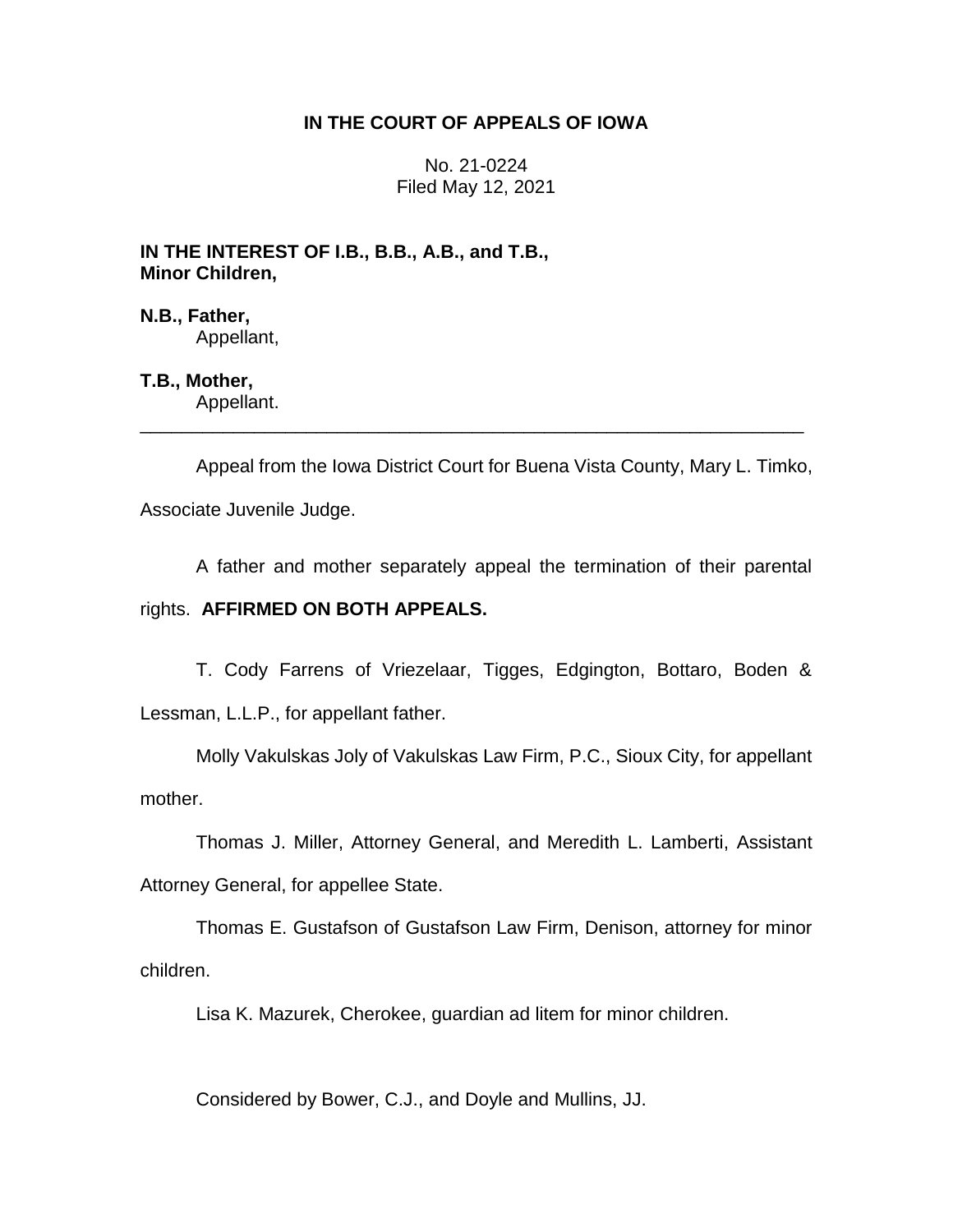**IN THE COURT OF APPEALS OF IOWA**

No. 21-0224
Filed May 12, 2021

**IN THE INTEREST OF I.B., B.B., A.B., and T.B.,
Minor Children,**

**N.B., Father,**
Appellant,

**T.B., Mother,**
Appellant.

---

Appeal from the Iowa District Court for Buena Vista County, Mary L. Timko, Associate Juvenile Judge.

A father and mother separately appeal the termination of their parental rights. **AFFIRMED ON BOTH APPEALS.**

T. Cody Farrens of Vriezelaar, Tigges, Edgington, Bottaro, Boden & Lessman, L.L.P., for appellant father.

Molly Vakulskas Joly of Vakulskas Law Firm, P.C., Sioux City, for appellant mother.

Thomas J. Miller, Attorney General, and Meredith L. Lamberti, Assistant Attorney General, for appellee State.

Thomas E. Gustafson of Gustafson Law Firm, Denison, attorney for minor children.

Lisa K. Mazurek, Cherokee, guardian ad litem for minor children.

Considered by Bower, C.J., and Doyle and Mullins, JJ.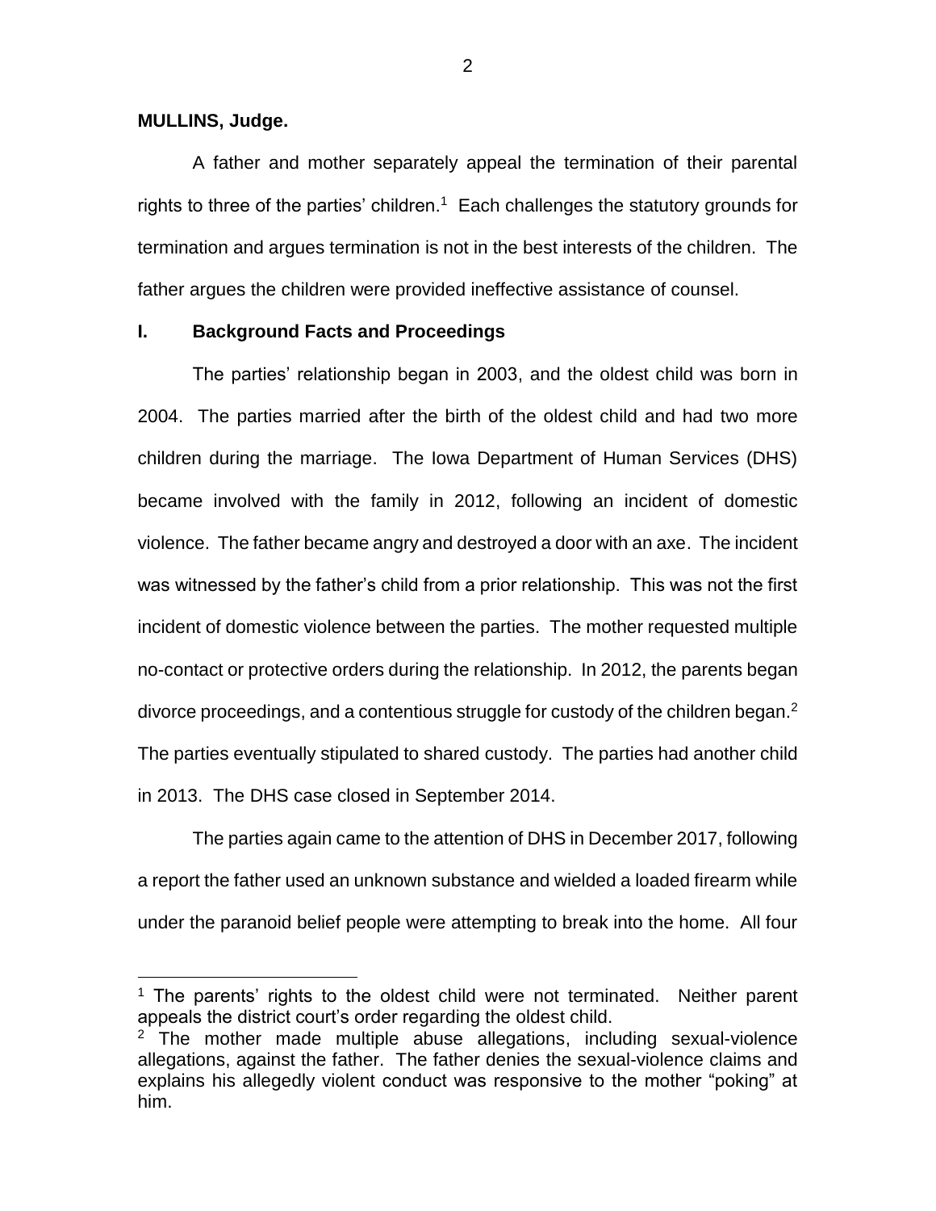**MULLINS, Judge.**

A father and mother separately appeal the termination of their parental rights to three of the parties' children.[1] Each challenges the statutory grounds for termination and argues termination is not in the best interests of the children. The father argues the children were provided ineffective assistance of counsel.

## I. Background Facts and Proceedings

The parties' relationship began in 2003, and the oldest child was born in 2004. The parties married after the birth of the oldest child and had two more children during the marriage. The Iowa Department of Human Services (DHS) became involved with the family in 2012, following an incident of domestic violence. The father became angry and destroyed a door with an axe. The incident was witnessed by the father's child from a prior relationship. This was not the first incident of domestic violence between the parties. The mother requested multiple no-contact or protective orders during the relationship. In 2012, the parents began divorce proceedings, and a contentious struggle for custody of the children began.[2] The parties eventually stipulated to shared custody. The parties had another child in 2013. The DHS case closed in September 2014.

The parties again came to the attention of DHS in December 2017, following a report the father used an unknown substance and wielded a loaded firearm while under the paranoid belief people were attempting to break into the home. All four

---

[1] The parents' rights to the oldest child were not terminated. Neither parent appeals the district court's order regarding the oldest child.

[2] The mother made multiple abuse allegations, including sexual-violence allegations, against the father. The father denies the sexual-violence claims and explains his allegedly violent conduct was responsive to the mother "poking" at him.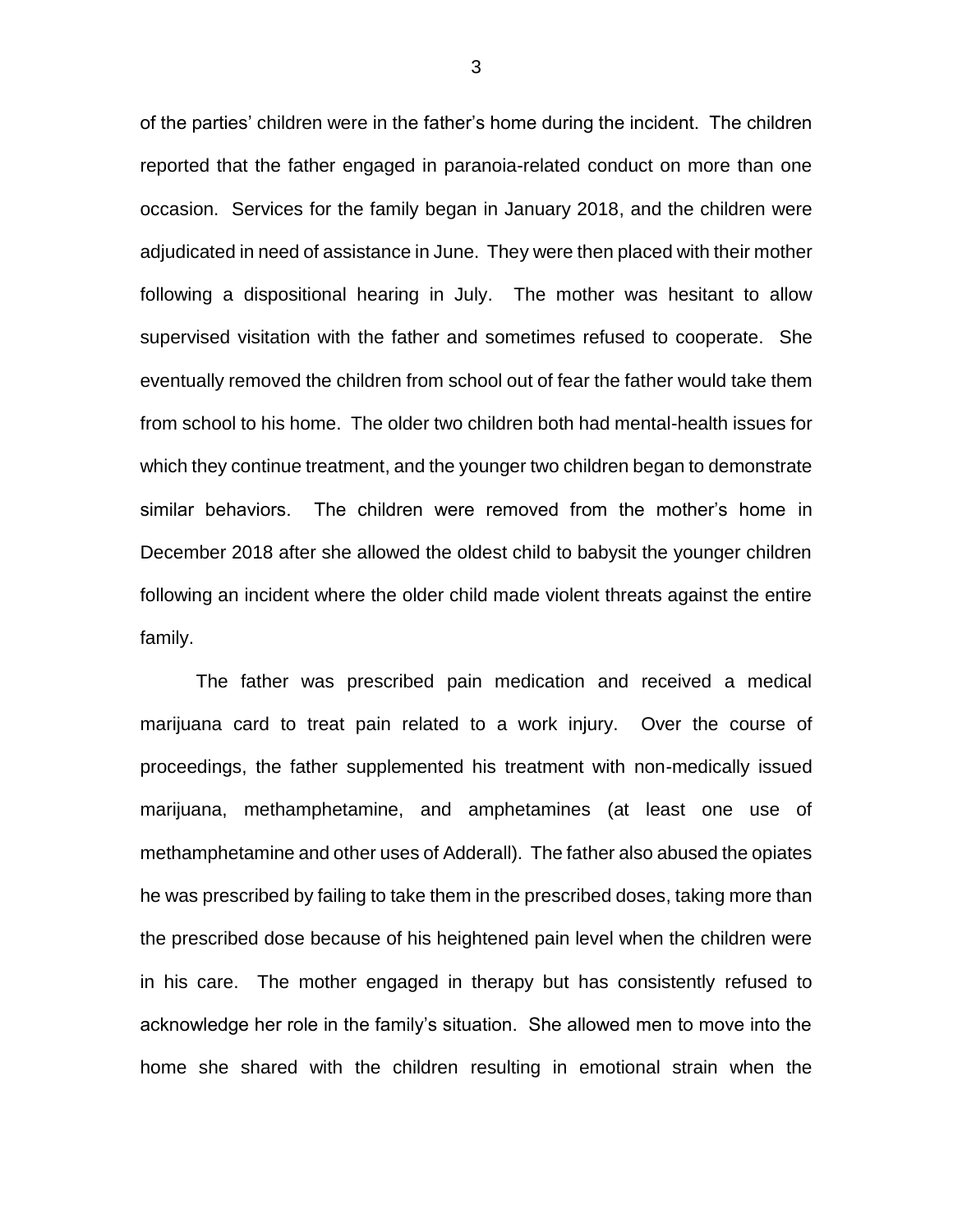of the parties' children were in the father's home during the incident. The children reported that the father engaged in paranoia-related conduct on more than one occasion. Services for the family began in January 2018, and the children were adjudicated in need of assistance in June. They were then placed with their mother following a dispositional hearing in July. The mother was hesitant to allow supervised visitation with the father and sometimes refused to cooperate. She eventually removed the children from school out of fear the father would take them from school to his home. The older two children both had mental-health issues for which they continue treatment, and the younger two children began to demonstrate similar behaviors. The children were removed from the mother's home in December 2018 after she allowed the oldest child to babysit the younger children following an incident where the older child made violent threats against the entire family.

The father was prescribed pain medication and received a medical marijuana card to treat pain related to a work injury. Over the course of proceedings, the father supplemented his treatment with non-medically issued marijuana, methamphetamine, and amphetamines (at least one use of methamphetamine and other uses of Adderall). The father also abused the opiates he was prescribed by failing to take them in the prescribed doses, taking more than the prescribed dose because of his heightened pain level when the children were in his care. The mother engaged in therapy but has consistently refused to acknowledge her role in the family's situation. She allowed men to move into the home she shared with the children resulting in emotional strain when the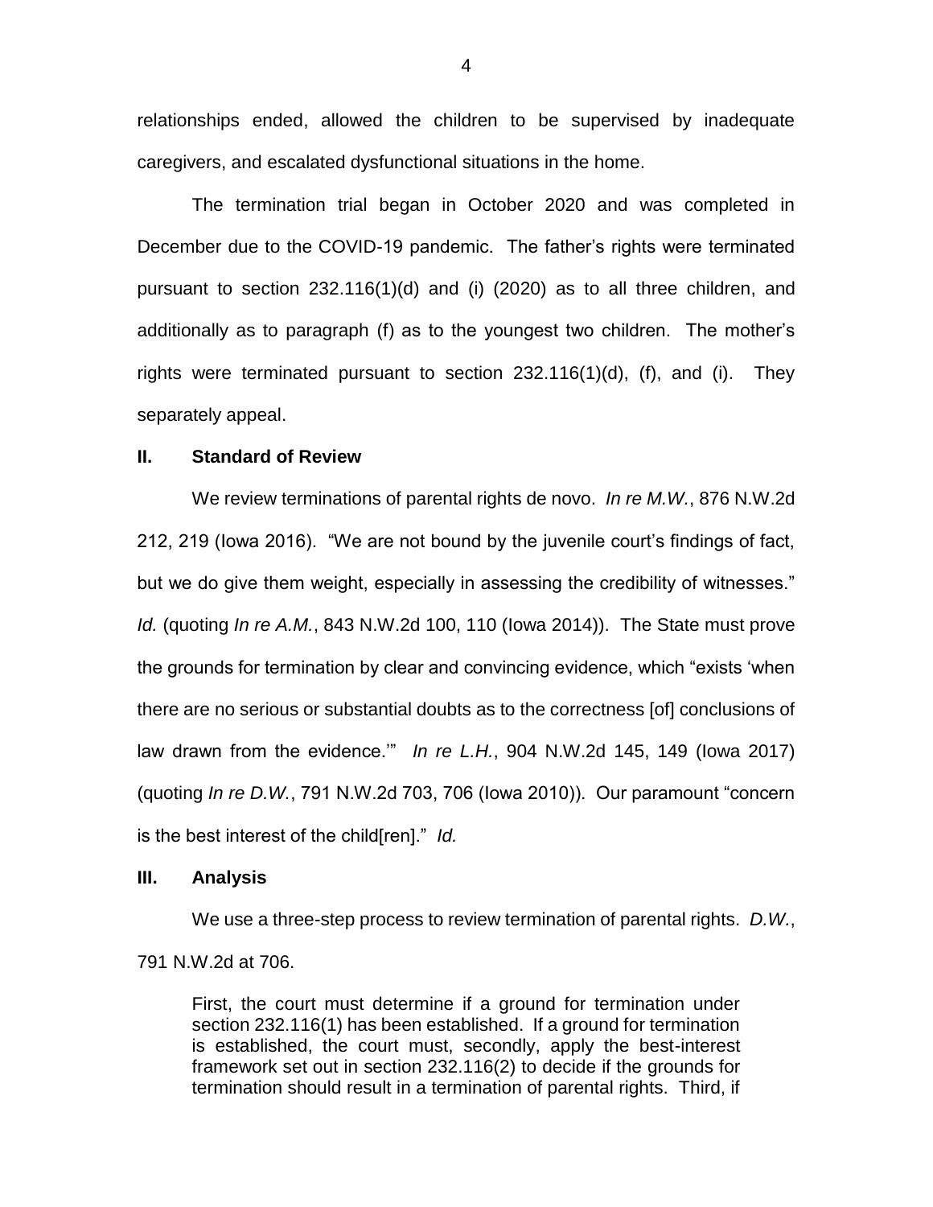relationships ended, allowed the children to be supervised by inadequate caregivers, and escalated dysfunctional situations in the home.

The termination trial began in October 2020 and was completed in December due to the COVID-19 pandemic. The father's rights were terminated pursuant to section 232.116(1)(d) and (i) (2020) as to all three children, and additionally as to paragraph (f) as to the youngest two children. The mother's rights were terminated pursuant to section 232.116(1)(d), (f), and (i). They separately appeal.

## II. Standard of Review

We review terminations of parental rights de novo. *In re M.W.*, 876 N.W.2d 212, 219 (Iowa 2016). "We are not bound by the juvenile court's findings of fact, but we do give them weight, especially in assessing the credibility of witnesses." *Id.* (quoting *In re A.M.*, 843 N.W.2d 100, 110 (Iowa 2014)). The State must prove the grounds for termination by clear and convincing evidence, which "exists 'when there are no serious or substantial doubts as to the correctness [of] conclusions of law drawn from the evidence.'" *In re L.H.*, 904 N.W.2d 145, 149 (Iowa 2017) (quoting *In re D.W.*, 791 N.W.2d 703, 706 (Iowa 2010)). Our paramount "concern is the best interest of the child[ren]." *Id.*

## III. Analysis

We use a three-step process to review termination of parental rights. *D.W.*, 791 N.W.2d at 706.

> First, the court must determine if a ground for termination under section 232.116(1) has been established. If a ground for termination is established, the court must, secondly, apply the best-interest framework set out in section 232.116(2) to decide if the grounds for termination should result in a termination of parental rights. Third, if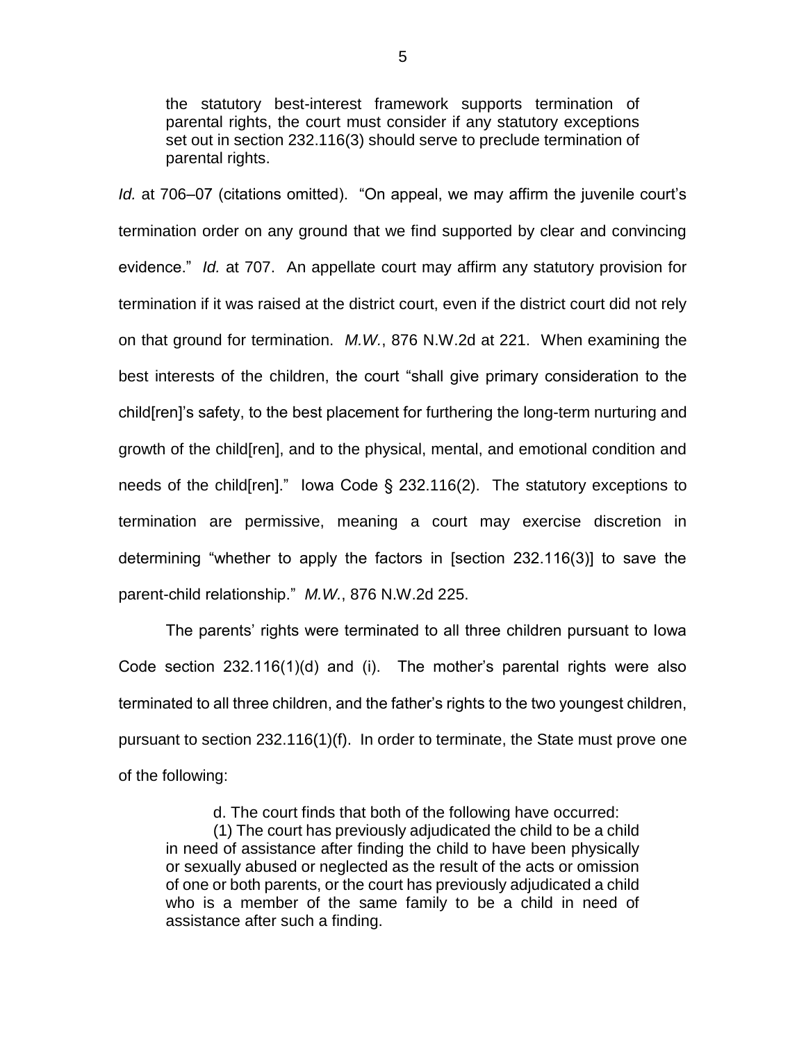> the statutory best-interest framework supports termination of parental rights, the court must consider if any statutory exceptions set out in section 232.116(3) should serve to preclude termination of parental rights.

*Id.* at 706–07 (citations omitted). "On appeal, we may affirm the juvenile court's termination order on any ground that we find supported by clear and convincing evidence." *Id.* at 707. An appellate court may affirm any statutory provision for termination if it was raised at the district court, even if the district court did not rely on that ground for termination. *M.W.*, 876 N.W.2d at 221. When examining the best interests of the children, the court "shall give primary consideration to the child[ren]'s safety, to the best placement for furthering the long-term nurturing and growth of the child[ren], and to the physical, mental, and emotional condition and needs of the child[ren]." Iowa Code § 232.116(2). The statutory exceptions to termination are permissive, meaning a court may exercise discretion in determining "whether to apply the factors in [section 232.116(3)] to save the parent-child relationship." *M.W.*, 876 N.W.2d 225.

The parents' rights were terminated to all three children pursuant to Iowa Code section 232.116(1)(d) and (i). The mother's parental rights were also terminated to all three children, and the father's rights to the two youngest children, pursuant to section 232.116(1)(f). In order to terminate, the State must prove one of the following:

> d. The court finds that both of the following have occurred:
>
> (1) The court has previously adjudicated the child to be a child in need of assistance after finding the child to have been physically or sexually abused or neglected as the result of the acts or omission of one or both parents, or the court has previously adjudicated a child who is a member of the same family to be a child in need of assistance after such a finding.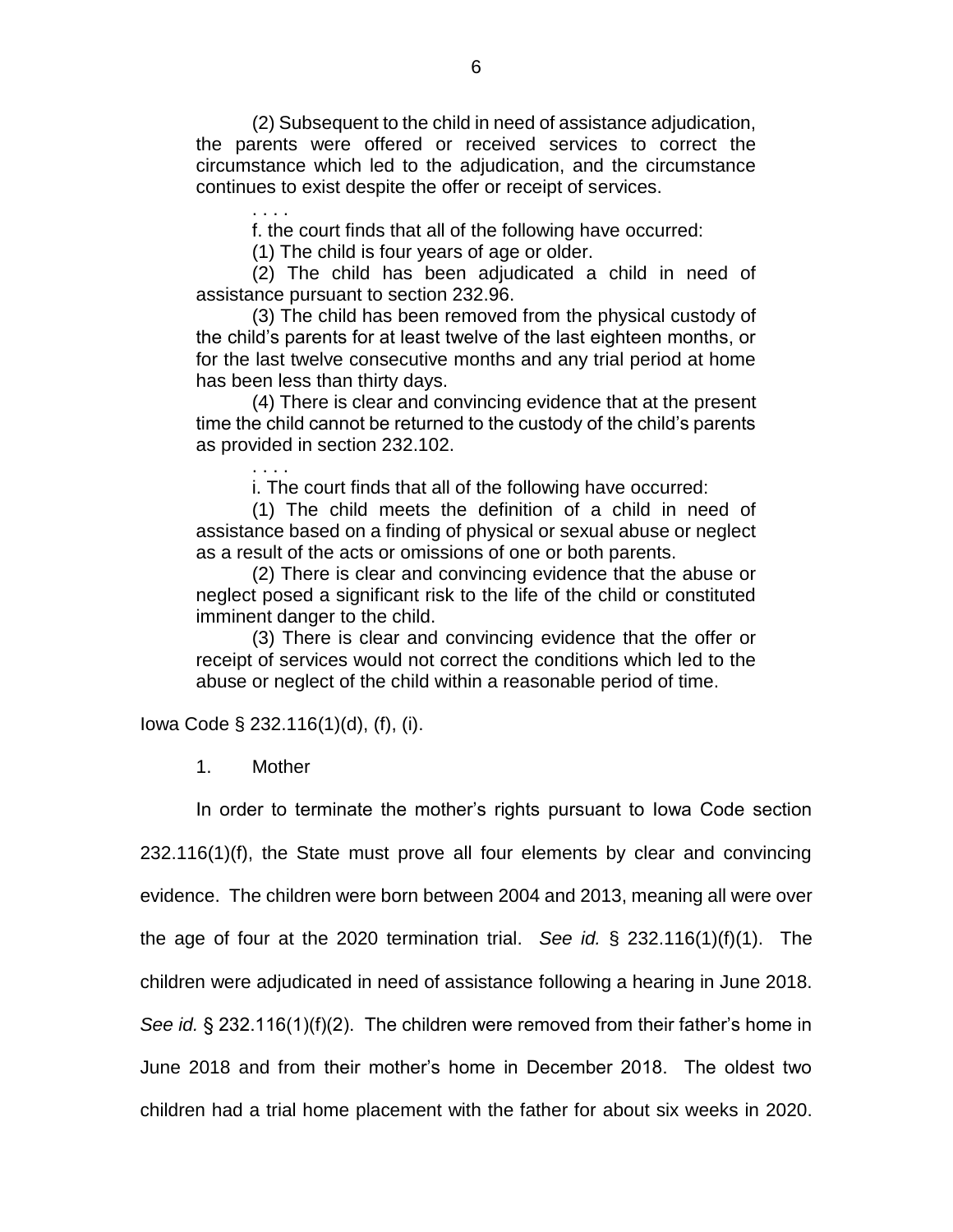(2) Subsequent to the child in need of assistance adjudication, the parents were offered or received services to correct the circumstance which led to the adjudication, and the circumstance continues to exist despite the offer or receipt of services.

. . . .

f. the court finds that all of the following have occurred:

(1) The child is four years of age or older.

(2) The child has been adjudicated a child in need of assistance pursuant to section 232.96.

(3) The child has been removed from the physical custody of the child's parents for at least twelve of the last eighteen months, or for the last twelve consecutive months and any trial period at home has been less than thirty days.

(4) There is clear and convincing evidence that at the present time the child cannot be returned to the custody of the child's parents as provided in section 232.102.

. . . .

i. The court finds that all of the following have occurred:

(1) The child meets the definition of a child in need of assistance based on a finding of physical or sexual abuse or neglect as a result of the acts or omissions of one or both parents.

(2) There is clear and convincing evidence that the abuse or neglect posed a significant risk to the life of the child or constituted imminent danger to the child.

(3) There is clear and convincing evidence that the offer or receipt of services would not correct the conditions which led to the abuse or neglect of the child within a reasonable period of time.

Iowa Code § 232.116(1)(d), (f), (i).

1. Mother

In order to terminate the mother's rights pursuant to Iowa Code section 232.116(1)(f), the State must prove all four elements by clear and convincing evidence. The children were born between 2004 and 2013, meaning all were over the age of four at the 2020 termination trial. *See id.* § 232.116(1)(f)(1). The children were adjudicated in need of assistance following a hearing in June 2018. *See id.* § 232.116(1)(f)(2). The children were removed from their father's home in June 2018 and from their mother's home in December 2018. The oldest two children had a trial home placement with the father for about six weeks in 2020.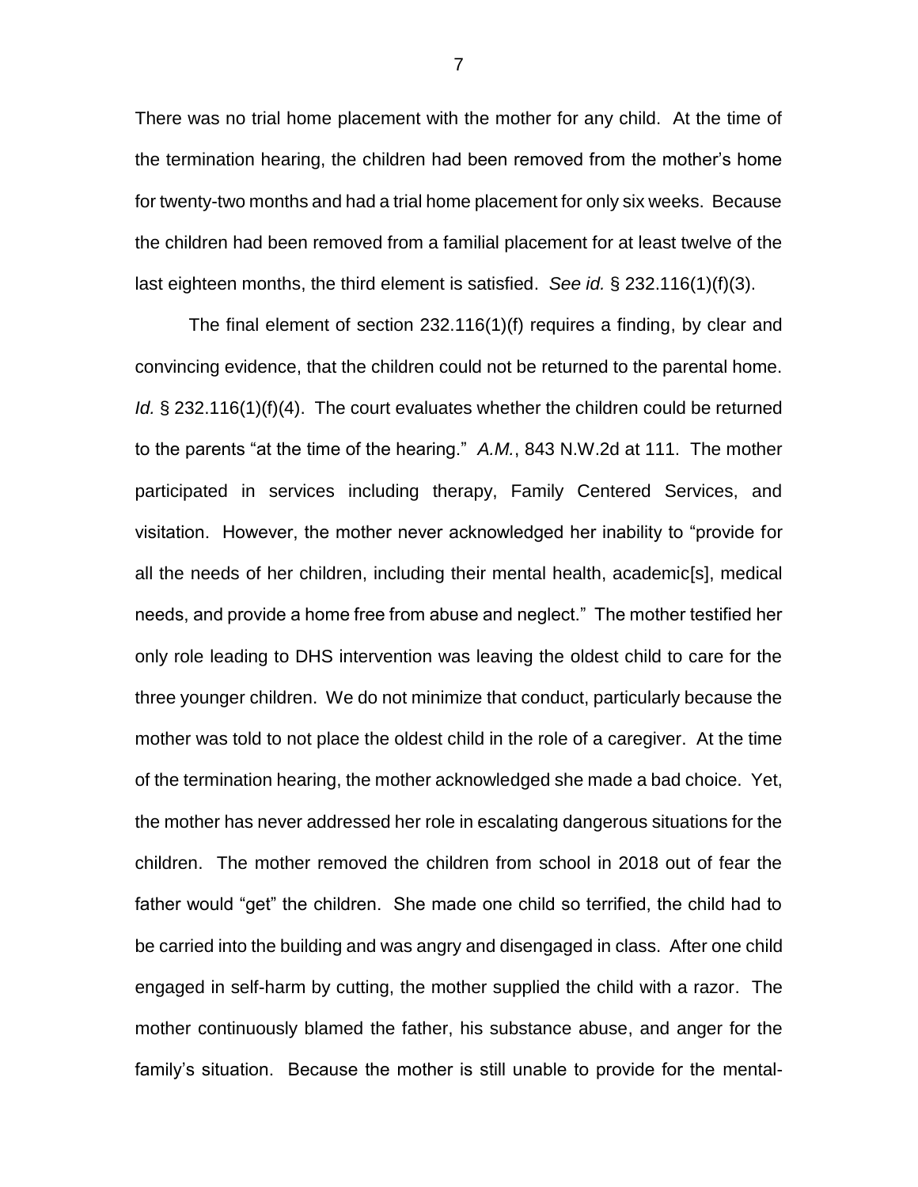There was no trial home placement with the mother for any child. At the time of the termination hearing, the children had been removed from the mother's home for twenty-two months and had a trial home placement for only six weeks. Because the children had been removed from a familial placement for at least twelve of the last eighteen months, the third element is satisfied. *See id.* § 232.116(1)(f)(3).

The final element of section 232.116(1)(f) requires a finding, by clear and convincing evidence, that the children could not be returned to the parental home. *Id.* § 232.116(1)(f)(4). The court evaluates whether the children could be returned to the parents "at the time of the hearing." *A.M.*, 843 N.W.2d at 111. The mother participated in services including therapy, Family Centered Services, and visitation. However, the mother never acknowledged her inability to "provide for all the needs of her children, including their mental health, academic[s], medical needs, and provide a home free from abuse and neglect." The mother testified her only role leading to DHS intervention was leaving the oldest child to care for the three younger children. We do not minimize that conduct, particularly because the mother was told to not place the oldest child in the role of a caregiver. At the time of the termination hearing, the mother acknowledged she made a bad choice. Yet, the mother has never addressed her role in escalating dangerous situations for the children. The mother removed the children from school in 2018 out of fear the father would "get" the children. She made one child so terrified, the child had to be carried into the building and was angry and disengaged in class. After one child engaged in self-harm by cutting, the mother supplied the child with a razor. The mother continuously blamed the father, his substance abuse, and anger for the family's situation. Because the mother is still unable to provide for the mental-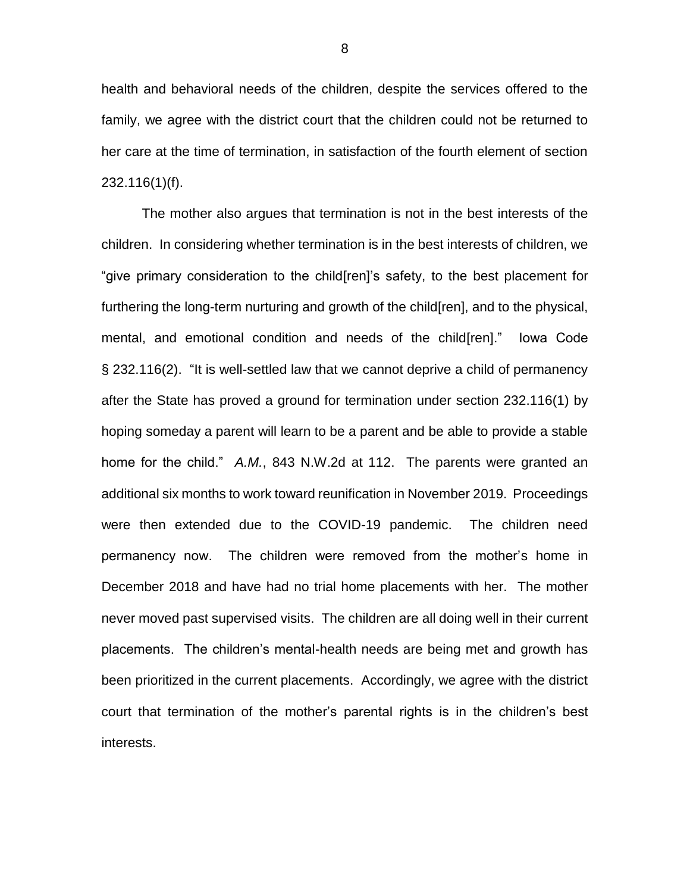health and behavioral needs of the children, despite the services offered to the family, we agree with the district court that the children could not be returned to her care at the time of termination, in satisfaction of the fourth element of section 232.116(1)(f).

The mother also argues that termination is not in the best interests of the children. In considering whether termination is in the best interests of children, we "give primary consideration to the child[ren]'s safety, to the best placement for furthering the long-term nurturing and growth of the child[ren], and to the physical, mental, and emotional condition and needs of the child[ren]." Iowa Code § 232.116(2). "It is well-settled law that we cannot deprive a child of permanency after the State has proved a ground for termination under section 232.116(1) by hoping someday a parent will learn to be a parent and be able to provide a stable home for the child." *A.M.*, 843 N.W.2d at 112. The parents were granted an additional six months to work toward reunification in November 2019. Proceedings were then extended due to the COVID-19 pandemic. The children need permanency now. The children were removed from the mother's home in December 2018 and have had no trial home placements with her. The mother never moved past supervised visits. The children are all doing well in their current placements. The children's mental-health needs are being met and growth has been prioritized in the current placements. Accordingly, we agree with the district court that termination of the mother's parental rights is in the children's best interests.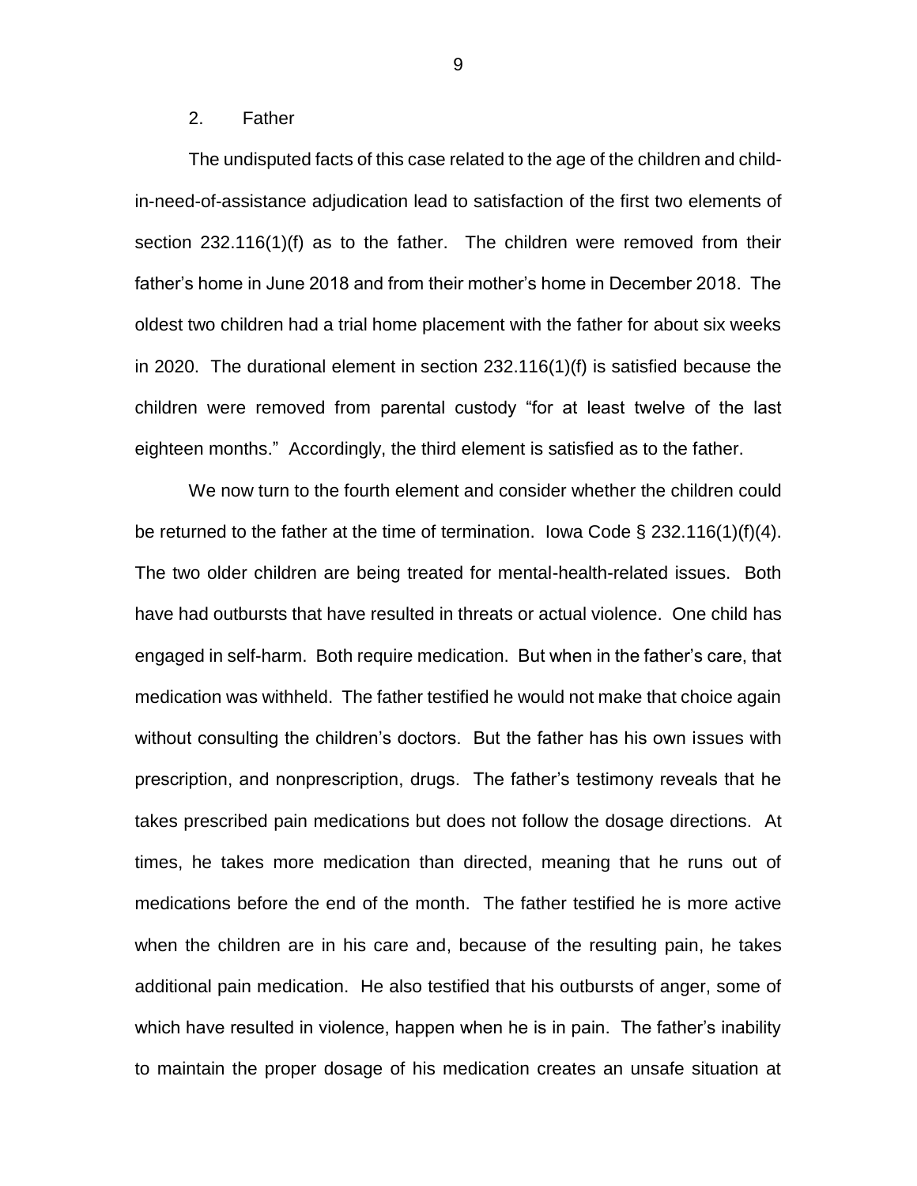### 2. Father

The undisputed facts of this case related to the age of the children and child-in-need-of-assistance adjudication lead to satisfaction of the first two elements of section 232.116(1)(f) as to the father. The children were removed from their father's home in June 2018 and from their mother's home in December 2018. The oldest two children had a trial home placement with the father for about six weeks in 2020. The durational element in section 232.116(1)(f) is satisfied because the children were removed from parental custody "for at least twelve of the last eighteen months." Accordingly, the third element is satisfied as to the father.

We now turn to the fourth element and consider whether the children could be returned to the father at the time of termination. Iowa Code § 232.116(1)(f)(4). The two older children are being treated for mental-health-related issues. Both have had outbursts that have resulted in threats or actual violence. One child has engaged in self-harm. Both require medication. But when in the father's care, that medication was withheld. The father testified he would not make that choice again without consulting the children's doctors. But the father has his own issues with prescription, and nonprescription, drugs. The father's testimony reveals that he takes prescribed pain medications but does not follow the dosage directions. At times, he takes more medication than directed, meaning that he runs out of medications before the end of the month. The father testified he is more active when the children are in his care and, because of the resulting pain, he takes additional pain medication. He also testified that his outbursts of anger, some of which have resulted in violence, happen when he is in pain. The father's inability to maintain the proper dosage of his medication creates an unsafe situation at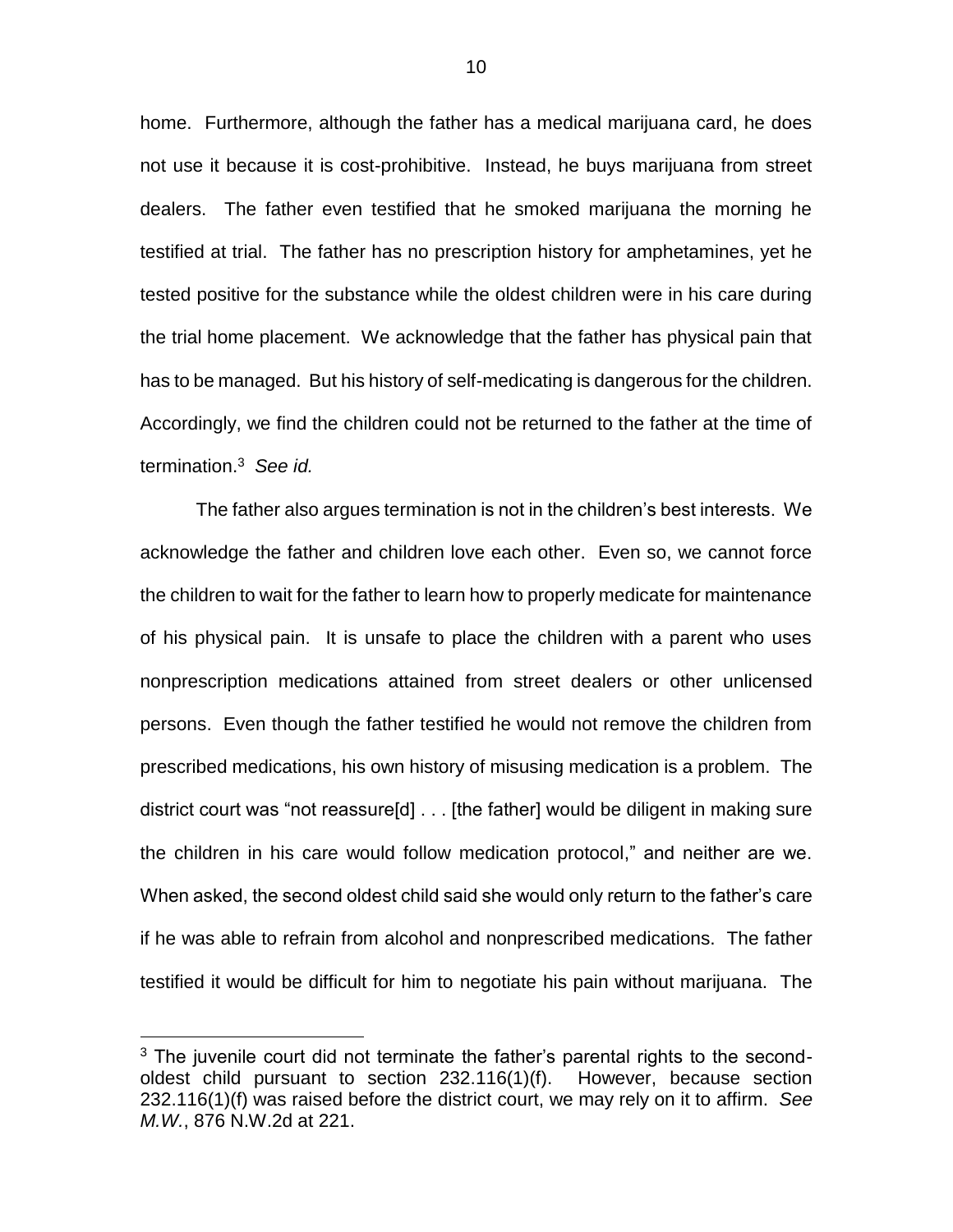home. Furthermore, although the father has a medical marijuana card, he does not use it because it is cost-prohibitive. Instead, he buys marijuana from street dealers. The father even testified that he smoked marijuana the morning he testified at trial. The father has no prescription history for amphetamines, yet he tested positive for the substance while the oldest children were in his care during the trial home placement. We acknowledge that the father has physical pain that has to be managed. But his history of self-medicating is dangerous for the children. Accordingly, we find the children could not be returned to the father at the time of termination.[3] *See id.*

The father also argues termination is not in the children's best interests. We acknowledge the father and children love each other. Even so, we cannot force the children to wait for the father to learn how to properly medicate for maintenance of his physical pain. It is unsafe to place the children with a parent who uses nonprescription medications attained from street dealers or other unlicensed persons. Even though the father testified he would not remove the children from prescribed medications, his own history of misusing medication is a problem. The district court was "not reassure[d] . . . [the father] would be diligent in making sure the children in his care would follow medication protocol," and neither are we. When asked, the second oldest child said she would only return to the father's care if he was able to refrain from alcohol and nonprescribed medications. The father testified it would be difficult for him to negotiate his pain without marijuana. The

---

[3] The juvenile court did not terminate the father's parental rights to the second-oldest child pursuant to section 232.116(1)(f). However, because section 232.116(1)(f) was raised before the district court, we may rely on it to affirm. *See M.W.*, 876 N.W.2d at 221.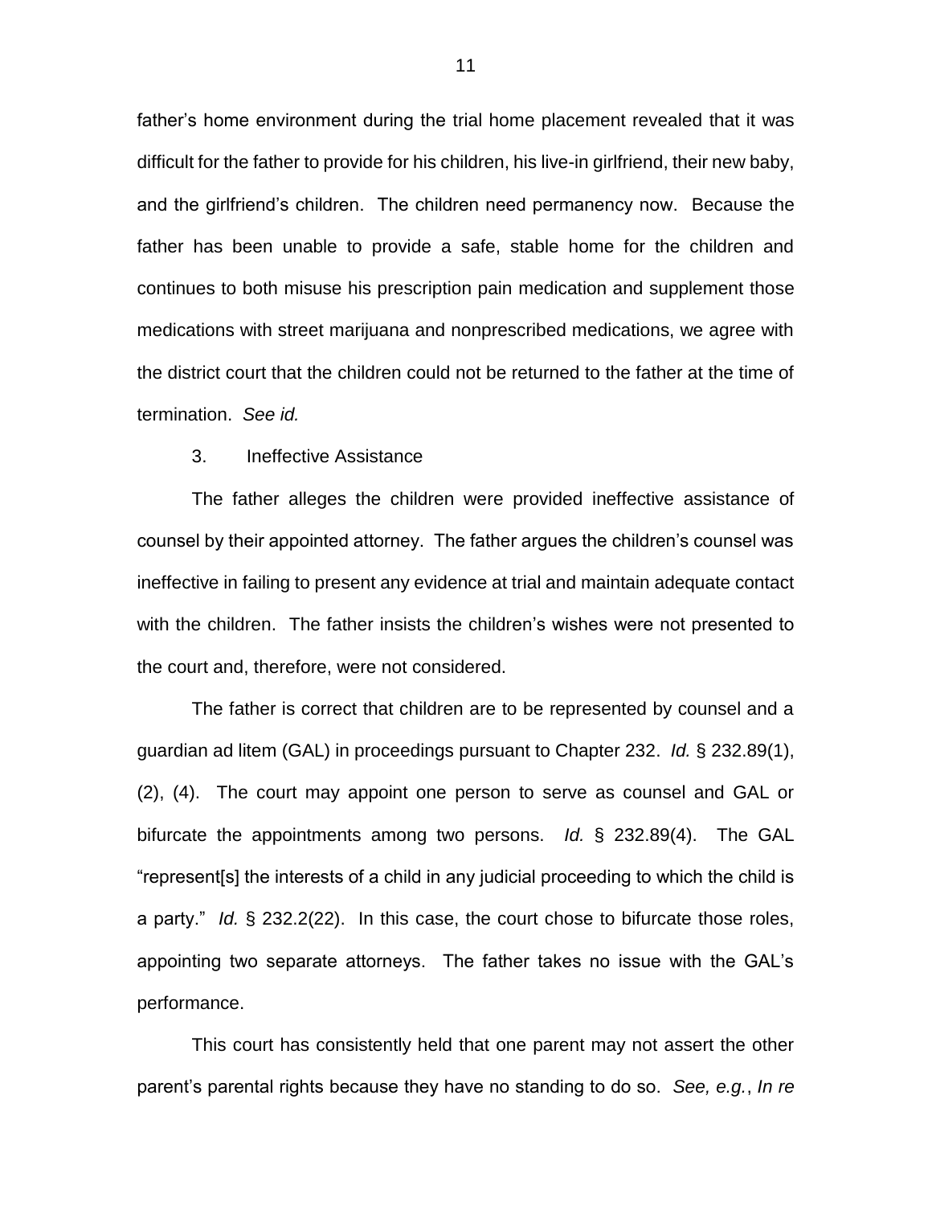father's home environment during the trial home placement revealed that it was difficult for the father to provide for his children, his live-in girlfriend, their new baby, and the girlfriend's children. The children need permanency now. Because the father has been unable to provide a safe, stable home for the children and continues to both misuse his prescription pain medication and supplement those medications with street marijuana and nonprescribed medications, we agree with the district court that the children could not be returned to the father at the time of termination. *See id.*

3. Ineffective Assistance

The father alleges the children were provided ineffective assistance of counsel by their appointed attorney. The father argues the children's counsel was ineffective in failing to present any evidence at trial and maintain adequate contact with the children. The father insists the children's wishes were not presented to the court and, therefore, were not considered.

The father is correct that children are to be represented by counsel and a guardian ad litem (GAL) in proceedings pursuant to Chapter 232. *Id.* § 232.89(1), (2), (4). The court may appoint one person to serve as counsel and GAL or bifurcate the appointments among two persons. *Id.* § 232.89(4). The GAL "represent[s] the interests of a child in any judicial proceeding to which the child is a party." *Id.* § 232.2(22). In this case, the court chose to bifurcate those roles, appointing two separate attorneys. The father takes no issue with the GAL's performance.

This court has consistently held that one parent may not assert the other parent's parental rights because they have no standing to do so. *See, e.g.*, *In re*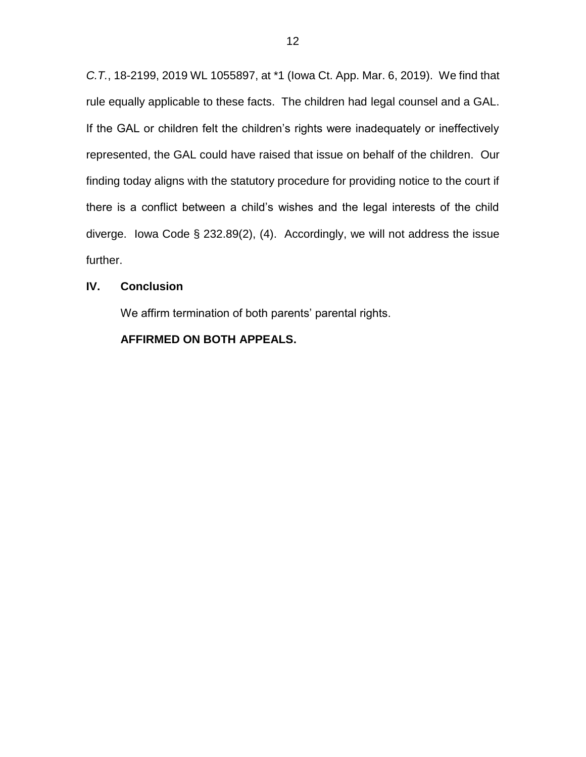*C.T.*, 18-2199, 2019 WL 1055897, at *1 (Iowa Ct. App. Mar. 6, 2019). We find that rule equally applicable to these facts. The children had legal counsel and a GAL. If the GAL or children felt the children's rights were inadequately or ineffectively represented, the GAL could have raised that issue on behalf of the children. Our finding today aligns with the statutory procedure for providing notice to the court if there is a conflict between a child's wishes and the legal interests of the child diverge. Iowa Code § 232.89(2), (4). Accordingly, we will not address the issue further.

## IV. Conclusion

We affirm termination of both parents' parental rights.

**AFFIRMED ON BOTH APPEALS.**